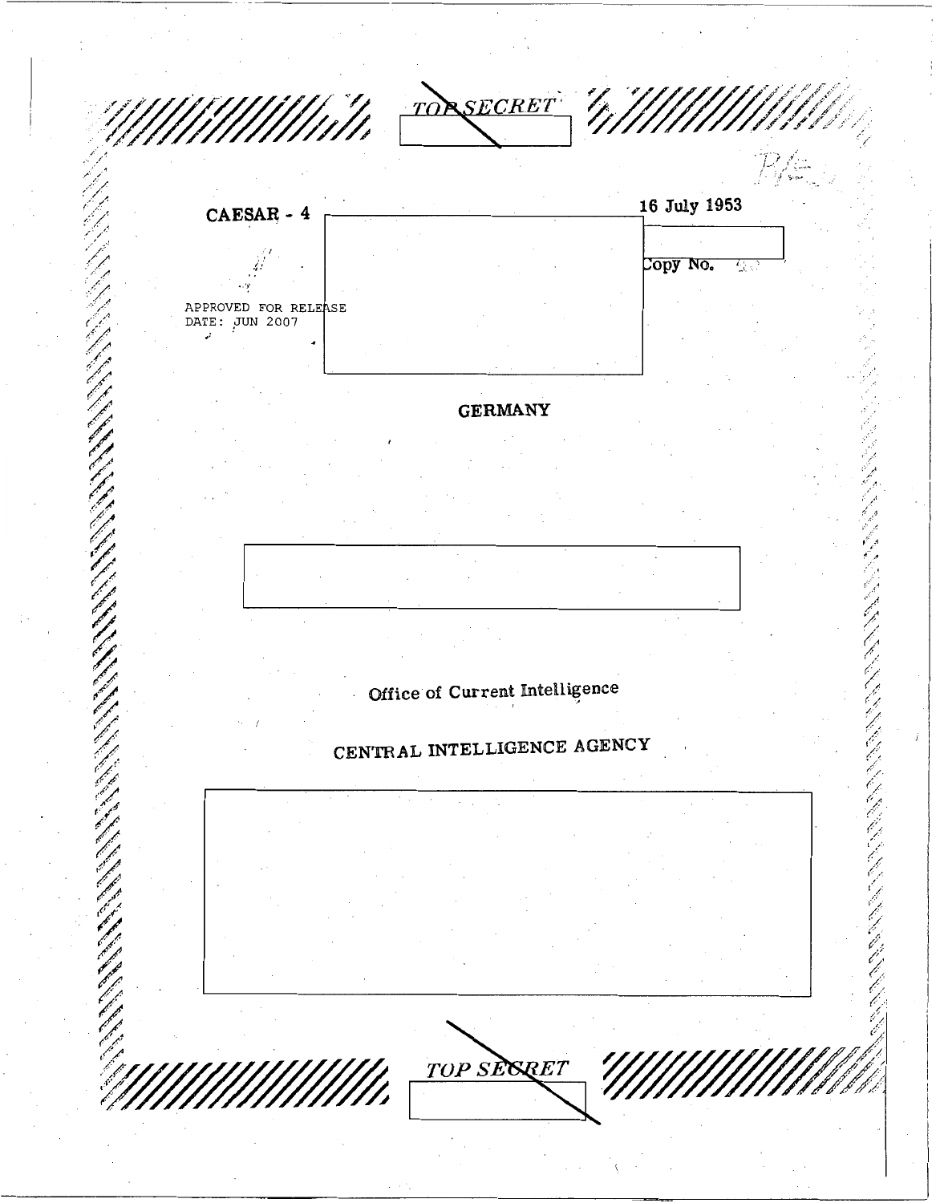TOP SECRET

CAESAR - 4

16 July 1953

Copy No.

APPROVED FOR RELEASE
DATE: JUN 2007

# GERMANY

Office of Current Intelligence

CENTRAL INTELLIGENCE AGENCY

TOP SECRET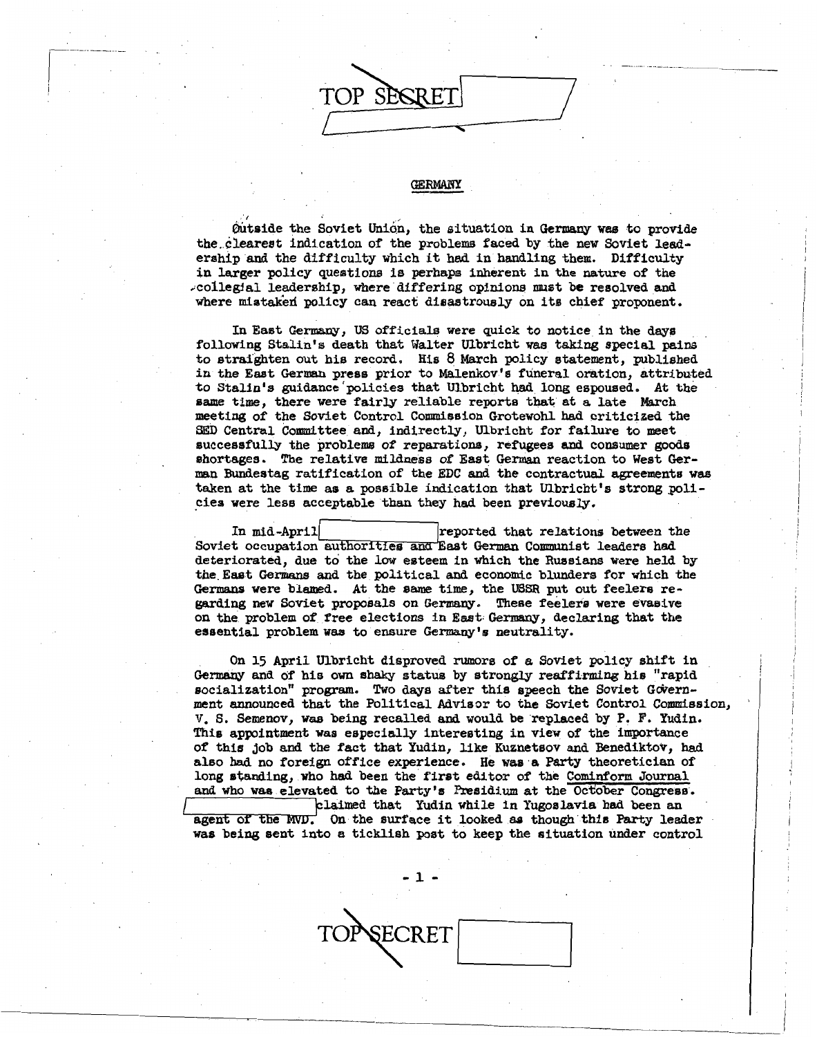TOP SECRET

## GERMANY

Outside the Soviet Union, the situation in Germany was to provide the clearest indication of the problems faced by the new Soviet leadership and the difficulty which it had in handling them. Difficulty in larger policy questions is perhaps inherent in the nature of the collegial leadership, where differing opinions must be resolved and where mistaken policy can react disastrously on its chief proponent.

In East Germany, US officials were quick to notice in the days following Stalin's death that Walter Ulbricht was taking special pains to straighten out his record. His 8 March policy statement, published in the East German press prior to Malenkov's funeral oration, attributed to Stalin's guidance policies that Ulbricht had long espoused. At the same time, there were fairly reliable reports that at a late March meeting of the Soviet Control Commission Grotewohl had criticized the SED Central Committee and, indirectly, Ulbricht for failure to meet successfully the problems of reparations, refugees and consumer goods shortages. The relative mildness of East German reaction to West German Bundestag ratification of the EDC and the contractual agreements was taken at the time as a possible indication that Ulbricht's strong policies were less acceptable than they had been previously.

In mid-April [redacted] reported that relations between the Soviet occupation authorities and East German Communist leaders had deteriorated, due to the low esteem in which the Russians were held by the East Germans and the political and economic blunders for which the Germans were blamed. At the same time, the USSR put out feelers regarding new Soviet proposals on Germany. These feelers were evasive on the problem of free elections in East Germany, declaring that the essential problem was to ensure Germany's neutrality.

On 15 April Ulbricht disproved rumors of a Soviet policy shift in Germany and of his own shaky status by strongly reaffirming his "rapid socialization" program. Two days after this speech the Soviet Government announced that the Political Advisor to the Soviet Control Commission, V. S. Semenov, was being recalled and would be replaced by P. F. Yudin. This appointment was especially interesting in view of the importance of this job and the fact that Yudin, like Kuznetsov and Benediktov, had also had no foreign office experience. He was a Party theoretician of long standing, who had been the first editor of the Cominform Journal and who was elevated to the Party's Presidium at the October Congress. [redacted] claimed that Yudin while in Yugoslavia had been an agent of the MVD. On the surface it looked as though this Party leader was being sent into a ticklish post to keep the situation under control

TOP SECRET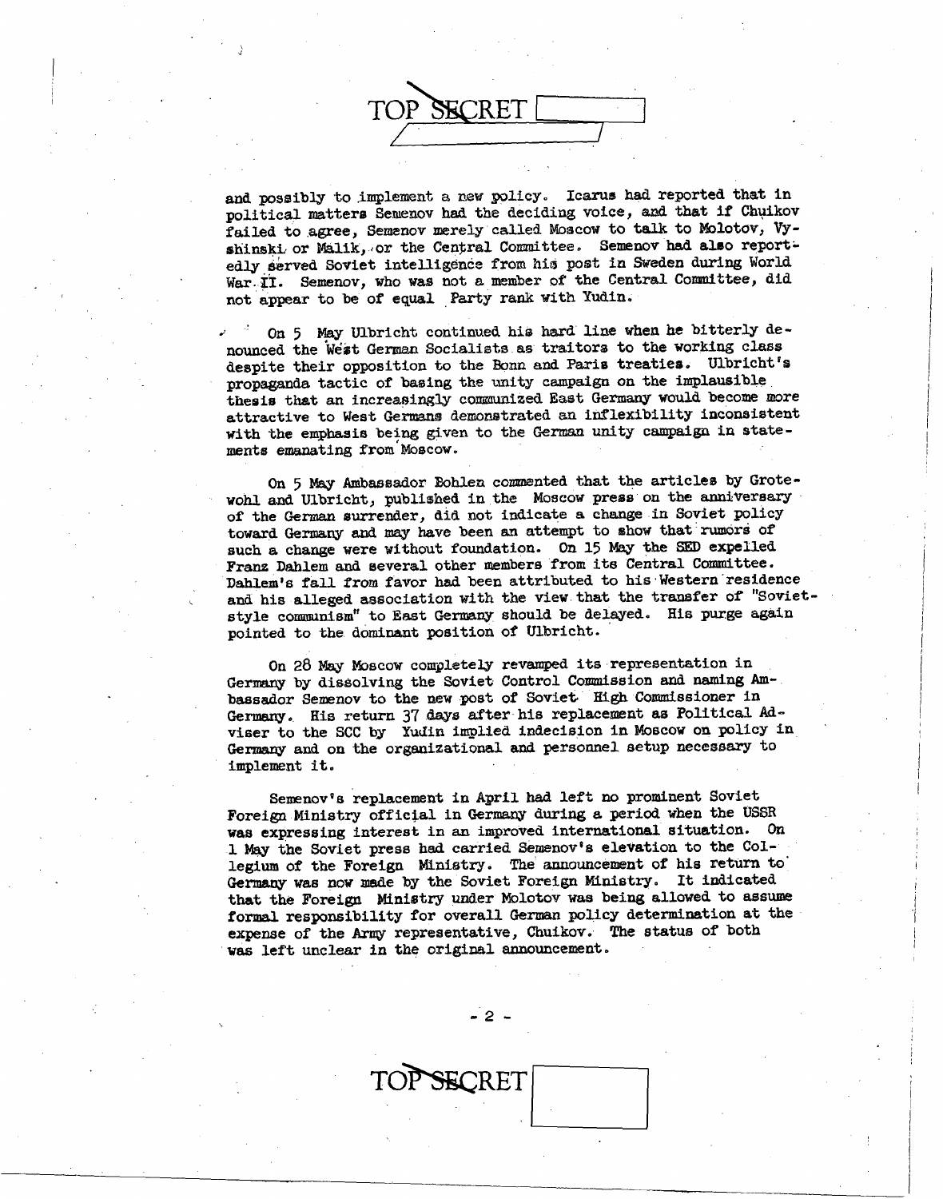and possibly to implement a new policy. Icarus had reported that in political matters Semenov had the deciding voice, and that if Chuikov failed to agree, Semenov merely called Moscow to talk to Molotov, Vyshinski or Malik, or the Central Committee. Semenov had also reportedly served Soviet intelligence from his post in Sweden during World War II. Semenov, who was not a member of the Central Committee, did not appear to be of equal Party rank with Yudin.

On 5 May Ulbricht continued his hard line when he bitterly denounced the West German Socialists as traitors to the working class despite their opposition to the Bonn and Paris treaties. Ulbricht's propaganda tactic of basing the unity campaign on the implausible thesis that an increasingly communized East Germany would become more attractive to West Germans demonstrated an inflexibility inconsistent with the emphasis being given to the German unity campaign in statements emanating from Moscow.

On 5 May Ambassador Bohlen commented that the articles by Grotewohl and Ulbricht, published in the Moscow press on the anniversary of the German surrender, did not indicate a change in Soviet policy toward Germany and may have been an attempt to show that rumors of such a change were without foundation. On 15 May the SED expelled Franz Dahlem and several other members from its Central Committee. Dahlem's fall from favor had been attributed to his Western residence and his alleged association with the view that the transfer of "Soviet-style communism" to East Germany should be delayed. His purge again pointed to the dominant position of Ulbricht.

On 28 May Moscow completely revamped its representation in Germany by dissolving the Soviet Control Commission and naming Ambassador Semenov to the new post of Soviet High Commissioner in Germany. His return 37 days after his replacement as Political Adviser to the SCC by Yudin implied indecision in Moscow on policy in Germany and on the organizational and personnel setup necessary to implement it.

Semenov's replacement in April had left no prominent Soviet Foreign Ministry official in Germany during a period when the USSR was expressing interest in an improved international situation. On 1 May the Soviet press had carried Semenov's elevation to the Collegium of the Foreign Ministry. The announcement of his return to Germany was now made by the Soviet Foreign Ministry. It indicated that the Foreign Ministry under Molotov was being allowed to assume formal responsibility for overall German policy determination at the expense of the Army representative, Chuikov. The status of both was left unclear in the original announcement.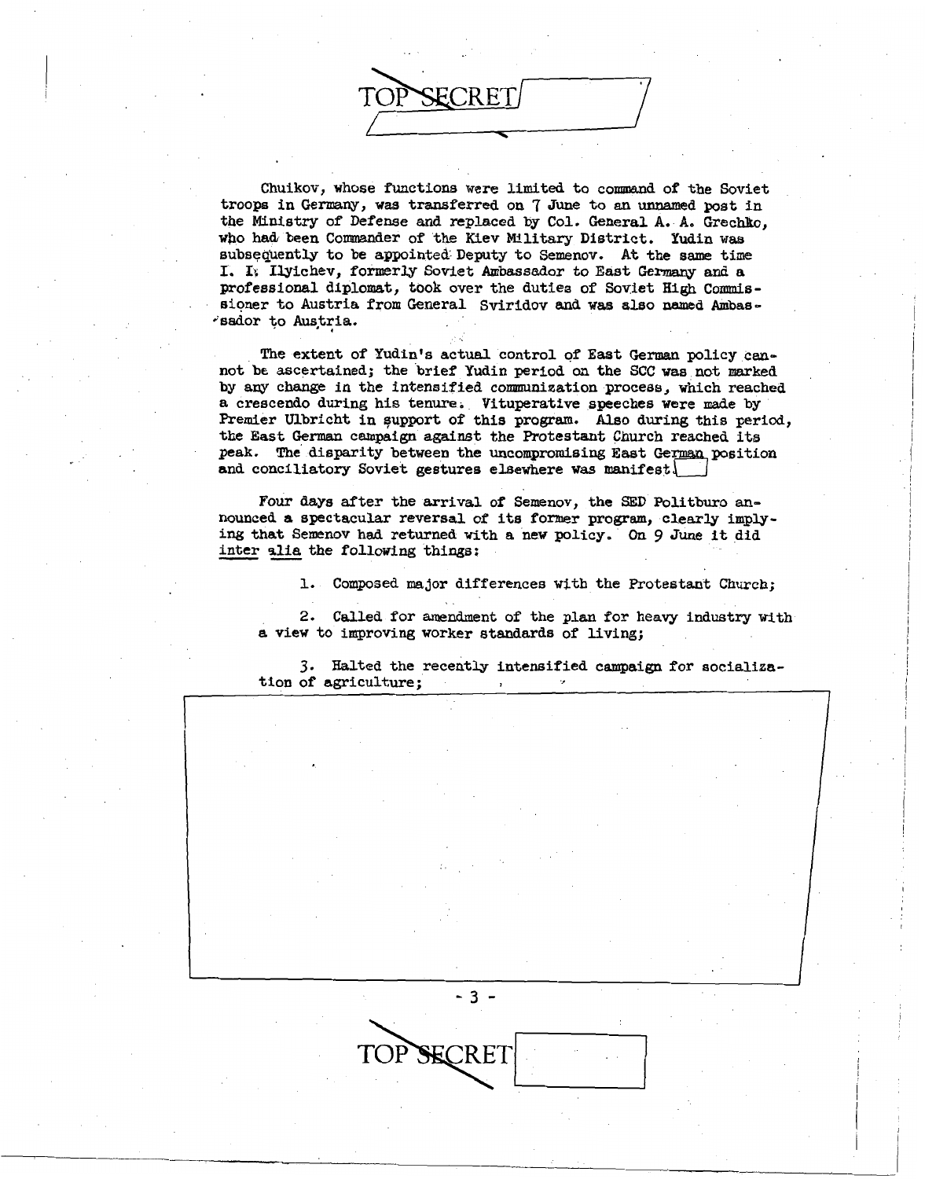TOP SECRET

Chuikov, whose functions were limited to command of the Soviet troops in Germany, was transferred on 7 June to an unnamed post in the Ministry of Defense and replaced by Col. General A. A. Grechko, who had been Commander of the Kiev Military District. Yudin was subsequently to be appointed Deputy to Semenov. At the same time I. I. Ilyichev, formerly Soviet Ambassador to East Germany and a professional diplomat, took over the duties of Soviet High Commissioner to Austria from General Sviridov and was also named Ambassador to Austria.

The extent of Yudin's actual control of East German policy cannot be ascertained; the brief Yudin period on the SCC was not marked by any change in the intensified communization process, which reached a crescendo during his tenure. Vituperative speeches were made by Premier Ulbricht in support of this program. Also during this period, the East German campaign against the Protestant Church reached its peak. The disparity between the uncompromising East German position and conciliatory Soviet gestures elsewhere was manifest.

Four days after the arrival of Semenov, the SED Politburo announced a spectacular reversal of its former program, clearly implying that Semenov had returned with a new policy. On 9 June it did *inter alia* the following things:

1. Composed major differences with the Protestant Church;

2. Called for amendment of the plan for heavy industry with a view to improving worker standards of living;

3. Halted the recently intensified campaign for socialization of agriculture;

TOP SECRET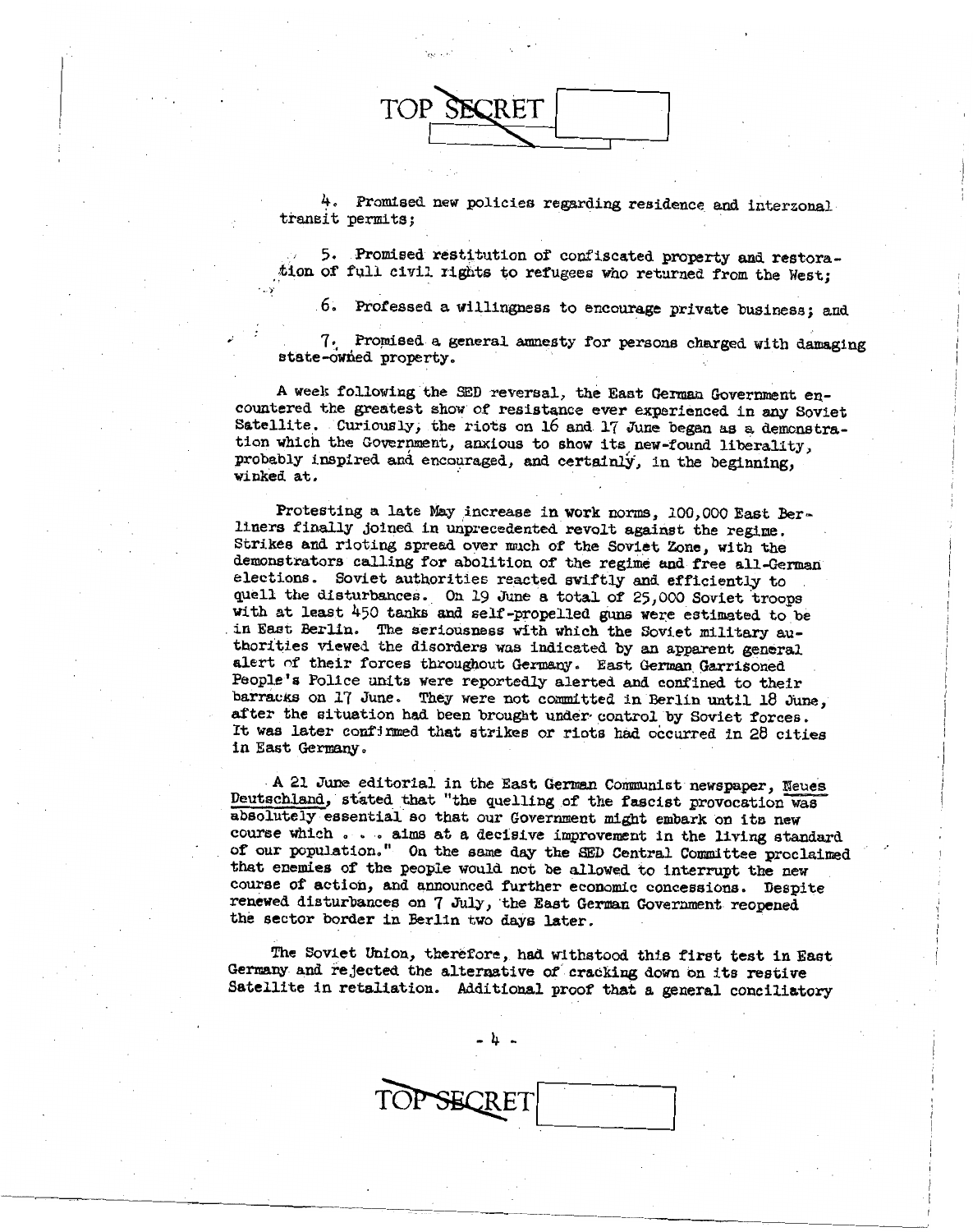4. Promised new policies regarding residence and interzonal transit permits;

5. Promised restitution of confiscated property and restoration of full civil rights to refugees who returned from the West;

6. Professed a willingness to encourage private business; and

7. Promised a general amnesty for persons charged with damaging state-owned property.

A week following the SED reversal, the East German Government encountered the greatest show of resistance ever experienced in any Soviet Satellite. Curiously, the riots on 16 and 17 June began as a demonstration which the Government, anxious to show its new-found liberality, probably inspired and encouraged, and certainly, in the beginning, winked at.

Protesting a late May increase in work norms, 100,000 East Berliners finally joined in unprecedented revolt against the regime. Strikes and rioting spread over much of the Soviet Zone, with the demonstrators calling for abolition of the regime and free all-German elections. Soviet authorities reacted swiftly and efficiently to quell the disturbances. On 19 June a total of 25,000 Soviet troops with at least 450 tanks and self-propelled guns were estimated to be in East Berlin. The seriousness with which the Soviet military authorities viewed the disorders was indicated by an apparent general alert of their forces throughout Germany. East German Garrisoned People's Police units were reportedly alerted and confined to their barracks on 17 June. They were not committed in Berlin until 18 June, after the situation had been brought under control by Soviet forces. It was later confirmed that strikes or riots had occurred in 28 cities in East Germany.

A 21 June editorial in the East German Communist newspaper, Neues Deutschland, stated that "the quelling of the fascist provocation was absolutely essential so that our Government might embark on its new course which . . . aims at a decisive improvement in the living standard of our population." On the same day the SED Central Committee proclaimed that enemies of the people would not be allowed to interrupt the new course of action, and announced further economic concessions. Despite renewed disturbances on 7 July, the East German Government reopened the sector border in Berlin two days later.

The Soviet Union, therefore, had withstood this first test in East Germany and rejected the alternative of cracking down on its restive Satellite in retaliation. Additional proof that a general conciliatory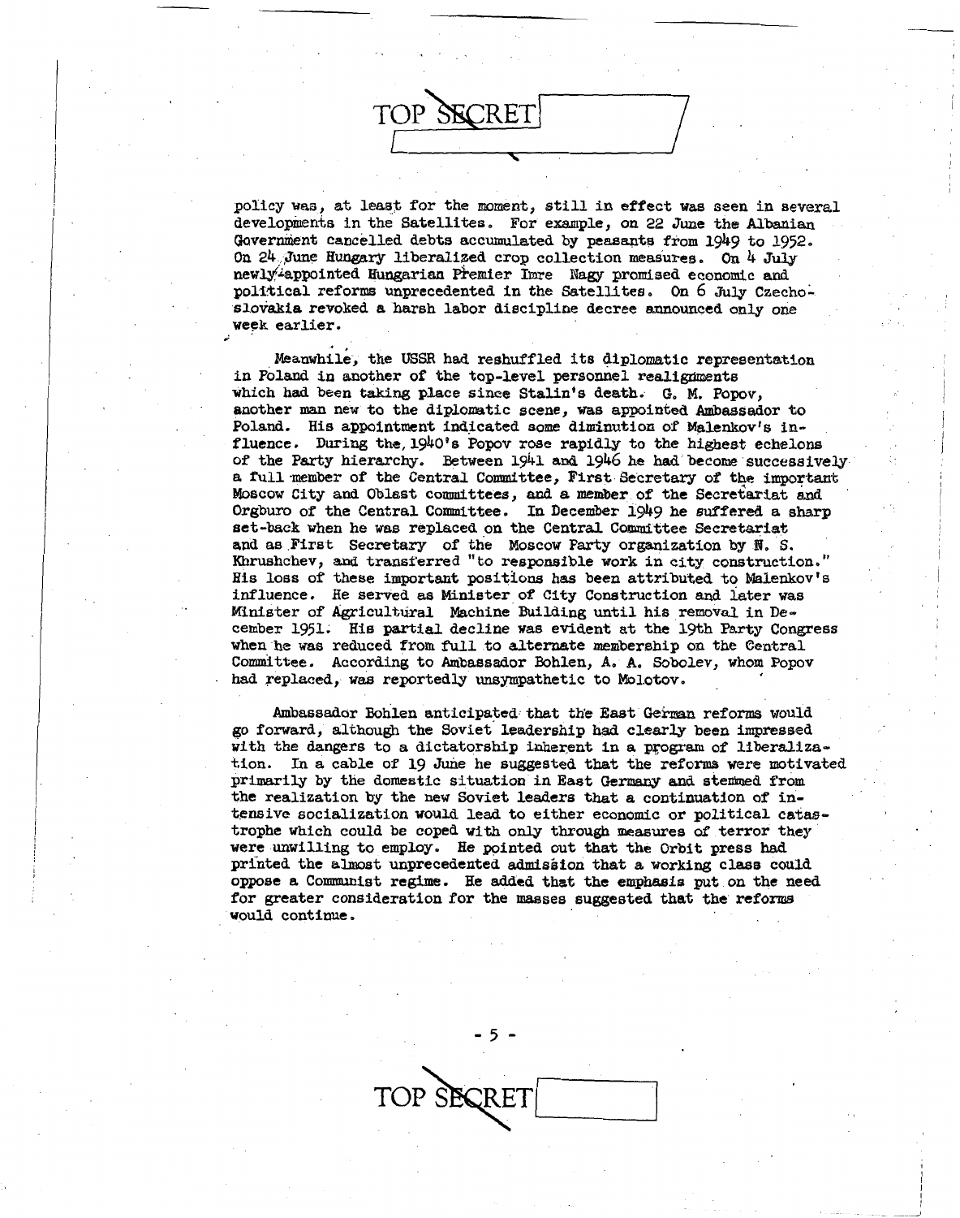TOP SECRET

policy was, at least for the moment, still in effect was seen in several developments in the Satellites. For example, on 22 June the Albanian Government cancelled debts accumulated by peasants from 1949 to 1952. On 24 June Hungary liberalized crop collection measures. On 4 July newly-appointed Hungarian Premier Imre Nagy promised economic and political reforms unprecedented in the Satellites. On 6 July Czechoslovakia revoked a harsh labor discipline decree announced only one week earlier.

Meanwhile, the USSR had reshuffled its diplomatic representation in Poland in another of the top-level personnel realignments which had been taking place since Stalin's death. G. M. Popov, another man new to the diplomatic scene, was appointed Ambassador to Poland. His appointment indicated some diminution of Malenkov's influence. During the 1940's Popov rose rapidly to the highest echelons of the Party hierarchy. Between 1941 and 1946 he had become successively a full member of the Central Committee, First Secretary of the important Moscow City and Oblast committees, and a member of the Secretariat and Orgburo of the Central Committee. In December 1949 he suffered a sharp set-back when he was replaced on the Central Committee Secretariat and as First Secretary of the Moscow Party organization by N. S. Khrushchev, and transferred "to responsible work in city construction." His loss of these important positions has been attributed to Malenkov's influence. He served as Minister of City Construction and later was Minister of Agricultural Machine Building until his removal in December 1951. His partial decline was evident at the 19th Party Congress when he was reduced from full to alternate membership on the Central Committee. According to Ambassador Bohlen, A. A. Sobolev, whom Popov had replaced, was reportedly unsympathetic to Molotov.

Ambassador Bohlen anticipated that the East German reforms would go forward, although the Soviet leadership had clearly been impressed with the dangers to a dictatorship inherent in a program of liberalization. In a cable of 19 June he suggested that the reforms were motivated primarily by the domestic situation in East Germany and stemmed from the realization by the new Soviet leaders that a continuation of intensive socialization would lead to either economic or political catastrophe which could be coped with only through measures of terror they were unwilling to employ. He pointed out that the Orbit press had printed the almost unprecedented admission that a working class could oppose a Communist regime. He added that the emphasis put on the need for greater consideration for the masses suggested that the reforms would continue.

TOP SECRET